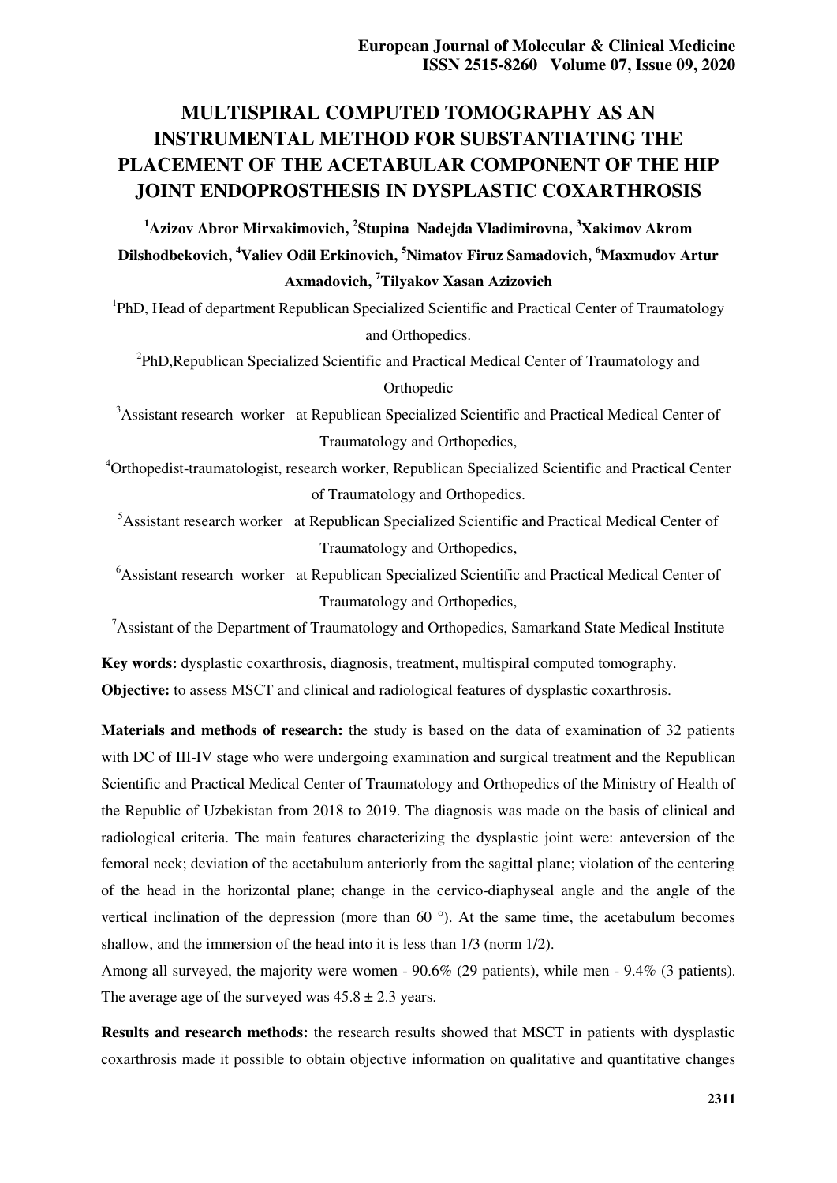# MULTISPIRAL COMPUTED TOMOGRAPHY AS AN INSTRUMENTAL METHOD FOR SUBSTANTIATING THE PLACEMENT OF THE ACETABULAR COMPONENT OF THE HIP JOINT ENDOPROSTHESIS IN DYSPLASTIC COXARTHROSIS

**[1]Azizov Abror Mirxakimovich, [2]Stupina Nadejda Vladimirovna, [3]Xakimov Akrom Dilshodbekovich, [4]Valiev Odil Erkinovich, [5]Nimatov Firuz Samadovich, [6]Maxmudov Artur Axmadovich, [7]Tilyakov Xasan Azizovich**

[1]PhD, Head of department Republican Specialized Scientific and Practical Center of Traumatology and Orthopedics.

[2]PhD,Republican Specialized Scientific and Practical Medical Center of Traumatology and Orthopedic

[3]Assistant research worker at Republican Specialized Scientific and Practical Medical Center of Traumatology and Orthopedics,

[4]Orthopedist-traumatologist, research worker, Republican Specialized Scientific and Practical Center of Traumatology and Orthopedics.

[5]Assistant research worker at Republican Specialized Scientific and Practical Medical Center of Traumatology and Orthopedics,

[6]Assistant research worker at Republican Specialized Scientific and Practical Medical Center of Traumatology and Orthopedics,

[7]Assistant of the Department of Traumatology and Orthopedics, Samarkand State Medical Institute

**Key words:** dysplastic coxarthrosis, diagnosis, treatment, multispiral computed tomography.

**Objective:** to assess MSCT and clinical and radiological features of dysplastic coxarthrosis.

**Materials and methods of research:** the study is based on the data of examination of 32 patients with DC of III-IV stage who were undergoing examination and surgical treatment and the Republican Scientific and Practical Medical Center of Traumatology and Orthopedics of the Ministry of Health of the Republic of Uzbekistan from 2018 to 2019. The diagnosis was made on the basis of clinical and radiological criteria. The main features characterizing the dysplastic joint were: anteversion of the femoral neck; deviation of the acetabulum anteriorly from the sagittal plane; violation of the centering of the head in the horizontal plane; change in the cervico-diaphyseal angle and the angle of the vertical inclination of the depression (more than 60 °). At the same time, the acetabulum becomes shallow, and the immersion of the head into it is less than 1/3 (norm 1/2).

Among all surveyed, the majority were women - 90.6% (29 patients), while men - 9.4% (3 patients). The average age of the surveyed was 45.8 ± 2.3 years.

**Results and research methods:** the research results showed that MSCT in patients with dysplastic coxarthrosis made it possible to obtain objective information on qualitative and quantitative changes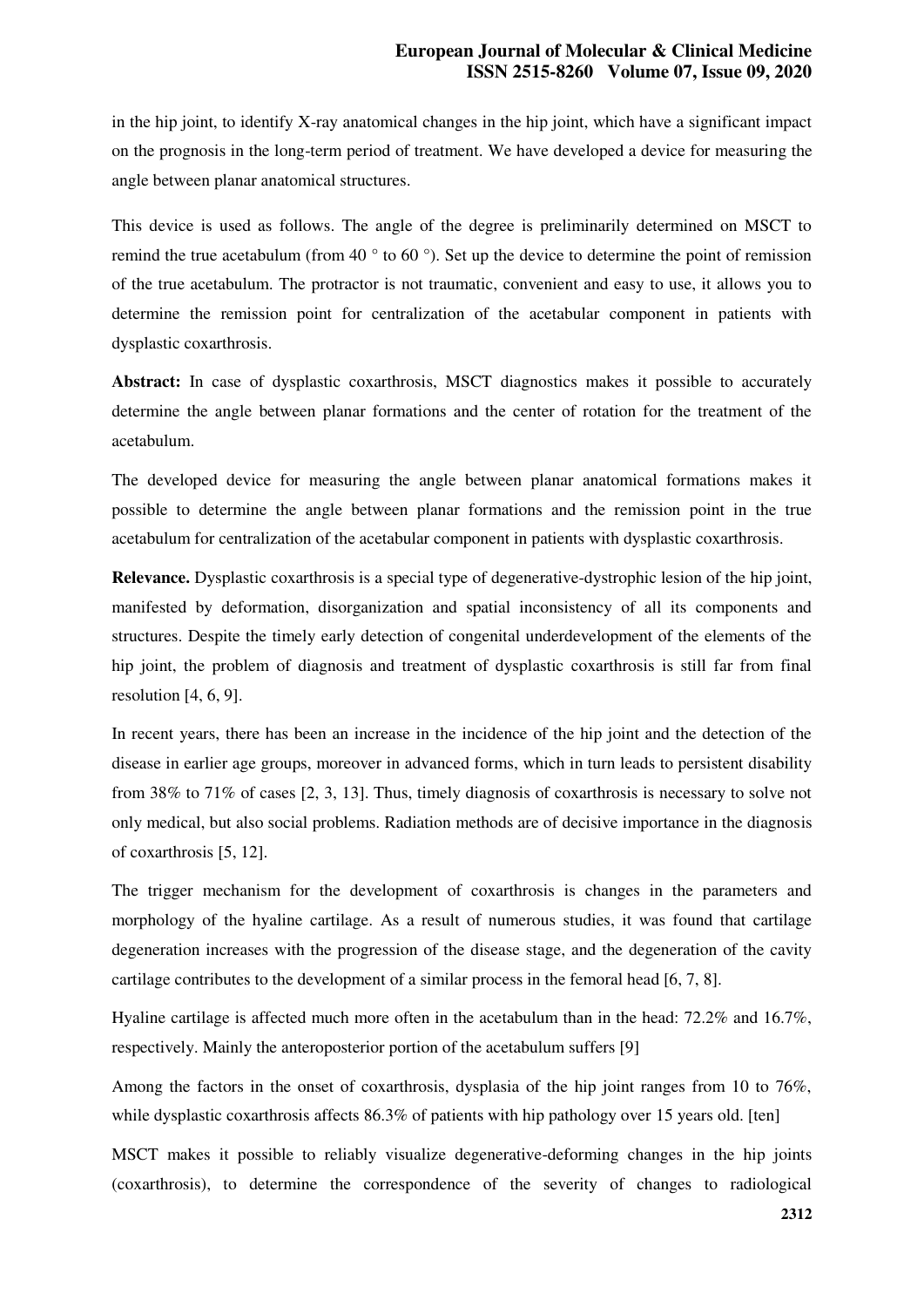in the hip joint, to identify X-ray anatomical changes in the hip joint, which have a significant impact on the prognosis in the long-term period of treatment. We have developed a device for measuring the angle between planar anatomical structures.

This device is used as follows. The angle of the degree is preliminarily determined on MSCT to remind the true acetabulum (from 40 ° to 60 °). Set up the device to determine the point of remission of the true acetabulum. The protractor is not traumatic, convenient and easy to use, it allows you to determine the remission point for centralization of the acetabular component in patients with dysplastic coxarthrosis.

**Abstract:** In case of dysplastic coxarthrosis, MSCT diagnostics makes it possible to accurately determine the angle between planar formations and the center of rotation for the treatment of the acetabulum.

The developed device for measuring the angle between planar anatomical formations makes it possible to determine the angle between planar formations and the remission point in the true acetabulum for centralization of the acetabular component in patients with dysplastic coxarthrosis.

**Relevance.** Dysplastic coxarthrosis is a special type of degenerative-dystrophic lesion of the hip joint, manifested by deformation, disorganization and spatial inconsistency of all its components and structures. Despite the timely early detection of congenital underdevelopment of the elements of the hip joint, the problem of diagnosis and treatment of dysplastic coxarthrosis is still far from final resolution [4, 6, 9].

In recent years, there has been an increase in the incidence of the hip joint and the detection of the disease in earlier age groups, moreover in advanced forms, which in turn leads to persistent disability from 38% to 71% of cases [2, 3, 13]. Thus, timely diagnosis of coxarthrosis is necessary to solve not only medical, but also social problems. Radiation methods are of decisive importance in the diagnosis of coxarthrosis [5, 12].

The trigger mechanism for the development of coxarthrosis is changes in the parameters and morphology of the hyaline cartilage. As a result of numerous studies, it was found that cartilage degeneration increases with the progression of the disease stage, and the degeneration of the cavity cartilage contributes to the development of a similar process in the femoral head [6, 7, 8].

Hyaline cartilage is affected much more often in the acetabulum than in the head: 72.2% and 16.7%, respectively. Mainly the anteroposterior portion of the acetabulum suffers [9]

Among the factors in the onset of coxarthrosis, dysplasia of the hip joint ranges from 10 to 76%, while dysplastic coxarthrosis affects 86.3% of patients with hip pathology over 15 years old. [ten]

MSCT makes it possible to reliably visualize degenerative-deforming changes in the hip joints (coxarthrosis), to determine the correspondence of the severity of changes to radiological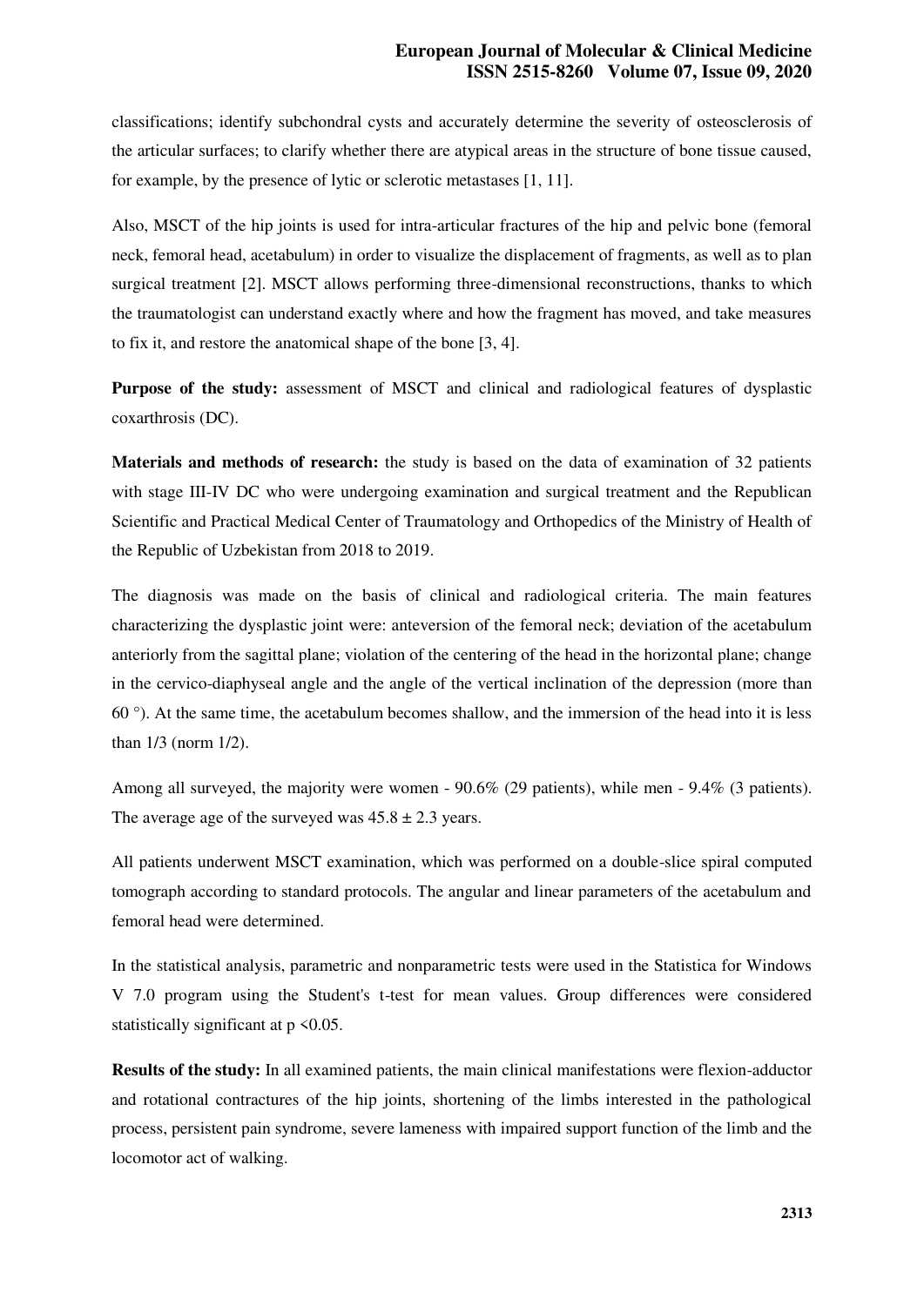classifications; identify subchondral cysts and accurately determine the severity of osteosclerosis of the articular surfaces; to clarify whether there are atypical areas in the structure of bone tissue caused, for example, by the presence of lytic or sclerotic metastases [1, 11].

Also, MSCT of the hip joints is used for intra-articular fractures of the hip and pelvic bone (femoral neck, femoral head, acetabulum) in order to visualize the displacement of fragments, as well as to plan surgical treatment [2]. MSCT allows performing three-dimensional reconstructions, thanks to which the traumatologist can understand exactly where and how the fragment has moved, and take measures to fix it, and restore the anatomical shape of the bone [3, 4].

**Purpose of the study:** assessment of MSCT and clinical and radiological features of dysplastic coxarthrosis (DC).

**Materials and methods of research:** the study is based on the data of examination of 32 patients with stage III-IV DC who were undergoing examination and surgical treatment and the Republican Scientific and Practical Medical Center of Traumatology and Orthopedics of the Ministry of Health of the Republic of Uzbekistan from 2018 to 2019.

The diagnosis was made on the basis of clinical and radiological criteria. The main features characterizing the dysplastic joint were: anteversion of the femoral neck; deviation of the acetabulum anteriorly from the sagittal plane; violation of the centering of the head in the horizontal plane; change in the cervico-diaphyseal angle and the angle of the vertical inclination of the depression (more than 60 °). At the same time, the acetabulum becomes shallow, and the immersion of the head into it is less than 1/3 (norm 1/2).

Among all surveyed, the majority were women - 90.6% (29 patients), while men - 9.4% (3 patients). The average age of the surveyed was $45.8 \pm 2.3$ years.

All patients underwent MSCT examination, which was performed on a double-slice spiral computed tomograph according to standard protocols. The angular and linear parameters of the acetabulum and femoral head were determined.

In the statistical analysis, parametric and nonparametric tests were used in the Statistica for Windows V 7.0 program using the Student's t-test for mean values. Group differences were considered statistically significant at $p < 0.05$.

**Results of the study:** In all examined patients, the main clinical manifestations were flexion-adductor and rotational contractures of the hip joints, shortening of the limbs interested in the pathological process, persistent pain syndrome, severe lameness with impaired support function of the limb and the locomotor act of walking.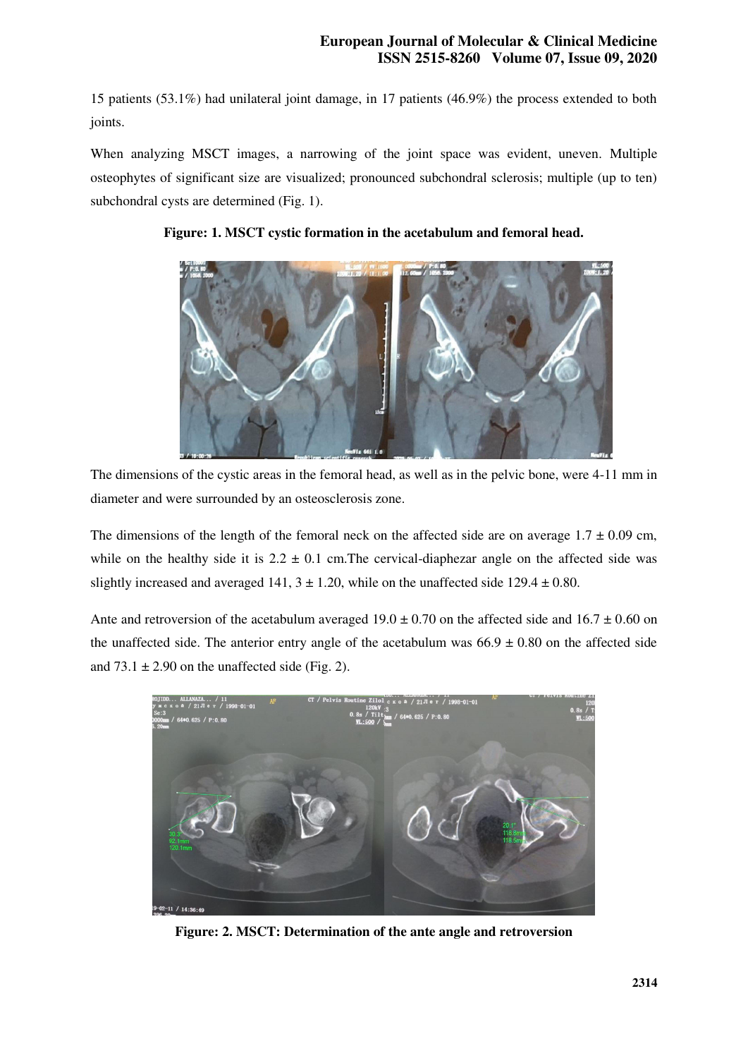15 patients (53.1%) had unilateral joint damage, in 17 patients (46.9%) the process extended to both joints.

When analyzing MSCT images, a narrowing of the joint space was evident, uneven. Multiple osteophytes of significant size are visualized; pronounced subchondral sclerosis; multiple (up to ten) subchondral cysts are determined (Fig. 1).

**Figure: 1. MSCT cystic formation in the acetabulum and femoral head.**

The dimensions of the cystic areas in the femoral head, as well as in the pelvic bone, were 4-11 mm in diameter and were surrounded by an osteosclerosis zone.

The dimensions of the length of the femoral neck on the affected side are on average 1.7 ± 0.09 cm, while on the healthy side it is 2.2 ± 0.1 cm.The cervical-diaphezar angle on the affected side was slightly increased and averaged 141, 3 ± 1.20, while on the unaffected side 129.4 ± 0.80.

Ante and retroversion of the acetabulum averaged 19.0 ± 0.70 on the affected side and 16.7 ± 0.60 on the unaffected side. The anterior entry angle of the acetabulum was 66.9 ± 0.80 on the affected side and 73.1 ± 2.90 on the unaffected side (Fig. 2).

**Figure: 2. MSCT: Determination of the ante angle and retroversion**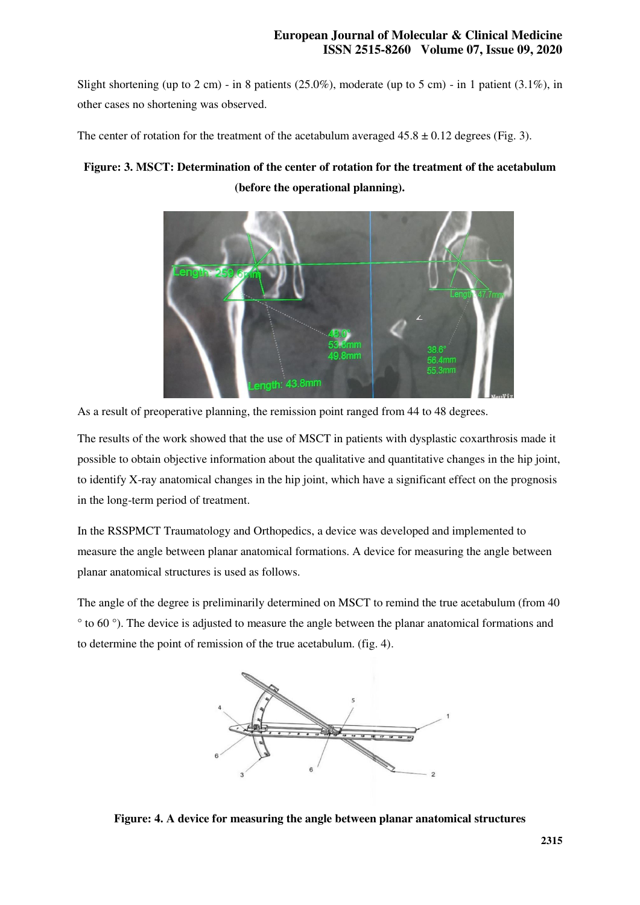Slight shortening (up to 2 cm) - in 8 patients (25.0%), moderate (up to 5 cm) - in 1 patient (3.1%), in other cases no shortening was observed.

The center of rotation for the treatment of the acetabulum averaged 45.8 ± 0.12 degrees (Fig. 3).

**Figure: 3. MSCT: Determination of the center of rotation for the treatment of the acetabulum (before the operational planning).**

As a result of preoperative planning, the remission point ranged from 44 to 48 degrees.

The results of the work showed that the use of MSCT in patients with dysplastic coxarthrosis made it possible to obtain objective information about the qualitative and quantitative changes in the hip joint, to identify X-ray anatomical changes in the hip joint, which have a significant effect on the prognosis in the long-term period of treatment.

In the RSSPMCT Traumatology and Orthopedics, a device was developed and implemented to measure the angle between planar anatomical formations. A device for measuring the angle between planar anatomical structures is used as follows.

The angle of the degree is preliminarily determined on MSCT to remind the true acetabulum (from 40 ° to 60 °). The device is adjusted to measure the angle between the planar anatomical formations and to determine the point of remission of the true acetabulum. (fig. 4).

**Figure: 4. A device for measuring the angle between planar anatomical structures**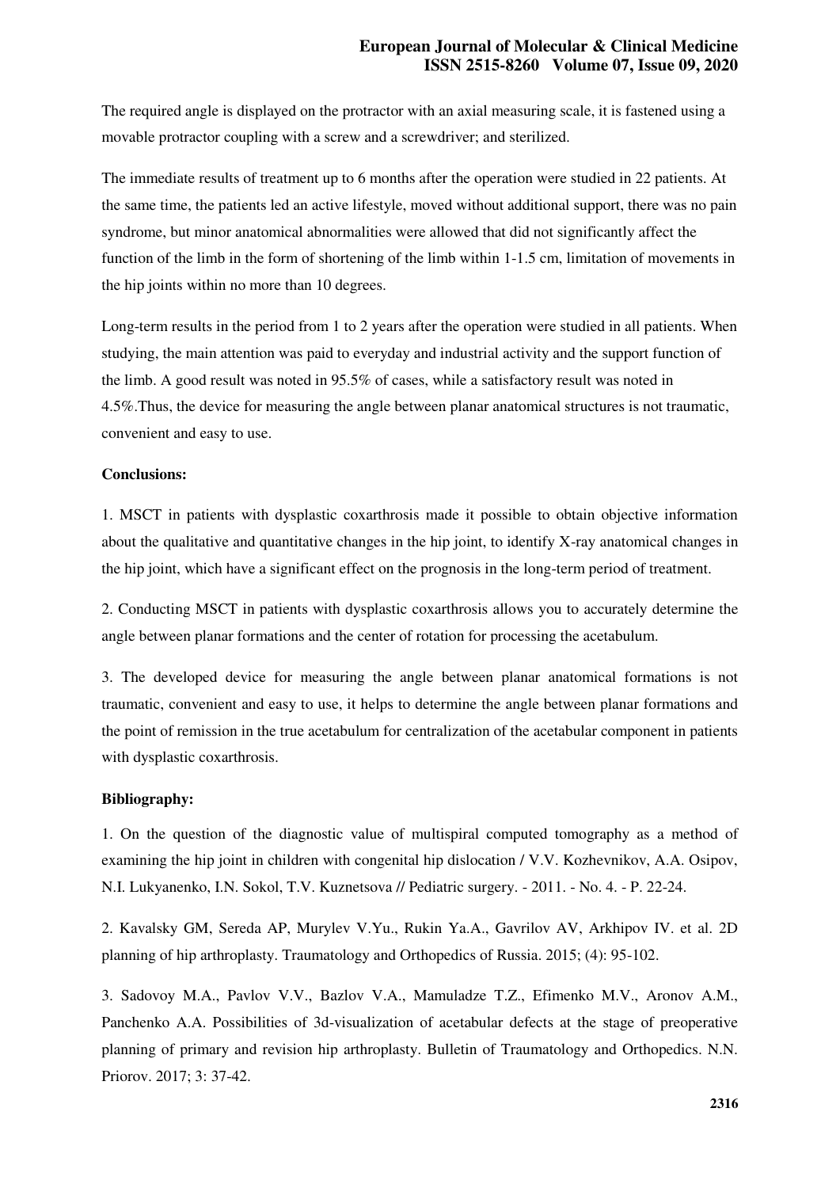The required angle is displayed on the protractor with an axial measuring scale, it is fastened using a movable protractor coupling with a screw and a screwdriver; and sterilized.

The immediate results of treatment up to 6 months after the operation were studied in 22 patients. At the same time, the patients led an active lifestyle, moved without additional support, there was no pain syndrome, but minor anatomical abnormalities were allowed that did not significantly affect the function of the limb in the form of shortening of the limb within 1-1.5 cm, limitation of movements in the hip joints within no more than 10 degrees.

Long-term results in the period from 1 to 2 years after the operation were studied in all patients. When studying, the main attention was paid to everyday and industrial activity and the support function of the limb. A good result was noted in 95.5% of cases, while a satisfactory result was noted in 4.5%.Thus, the device for measuring the angle between planar anatomical structures is not traumatic, convenient and easy to use.

**Conclusions:**

1. MSCT in patients with dysplastic coxarthrosis made it possible to obtain objective information about the qualitative and quantitative changes in the hip joint, to identify X-ray anatomical changes in the hip joint, which have a significant effect on the prognosis in the long-term period of treatment.

2. Conducting MSCT in patients with dysplastic coxarthrosis allows you to accurately determine the angle between planar formations and the center of rotation for processing the acetabulum.

3. The developed device for measuring the angle between planar anatomical formations is not traumatic, convenient and easy to use, it helps to determine the angle between planar formations and the point of remission in the true acetabulum for centralization of the acetabular component in patients with dysplastic coxarthrosis.

**Bibliography:**

1. On the question of the diagnostic value of multispiral computed tomography as a method of examining the hip joint in children with congenital hip dislocation / V.V. Kozhevnikov, A.A. Osipov, N.I. Lukyanenko, I.N. Sokol, T.V. Kuznetsova // Pediatric surgery. - 2011. - No. 4. - P. 22-24.

2. Kavalsky GM, Sereda AP, Murylev V.Yu., Rukin Ya.A., Gavrilov AV, Arkhipov IV. et al. 2D planning of hip arthroplasty. Traumatology and Orthopedics of Russia. 2015; (4): 95-102.

3. Sadovoy M.A., Pavlov V.V., Bazlov V.A., Mamuladze T.Z., Efimenko M.V., Aronov A.M., Panchenko A.A. Possibilities of 3d-visualization of acetabular defects at the stage of preoperative planning of primary and revision hip arthroplasty. Bulletin of Traumatology and Orthopedics. N.N. Priorov. 2017; 3: 37-42.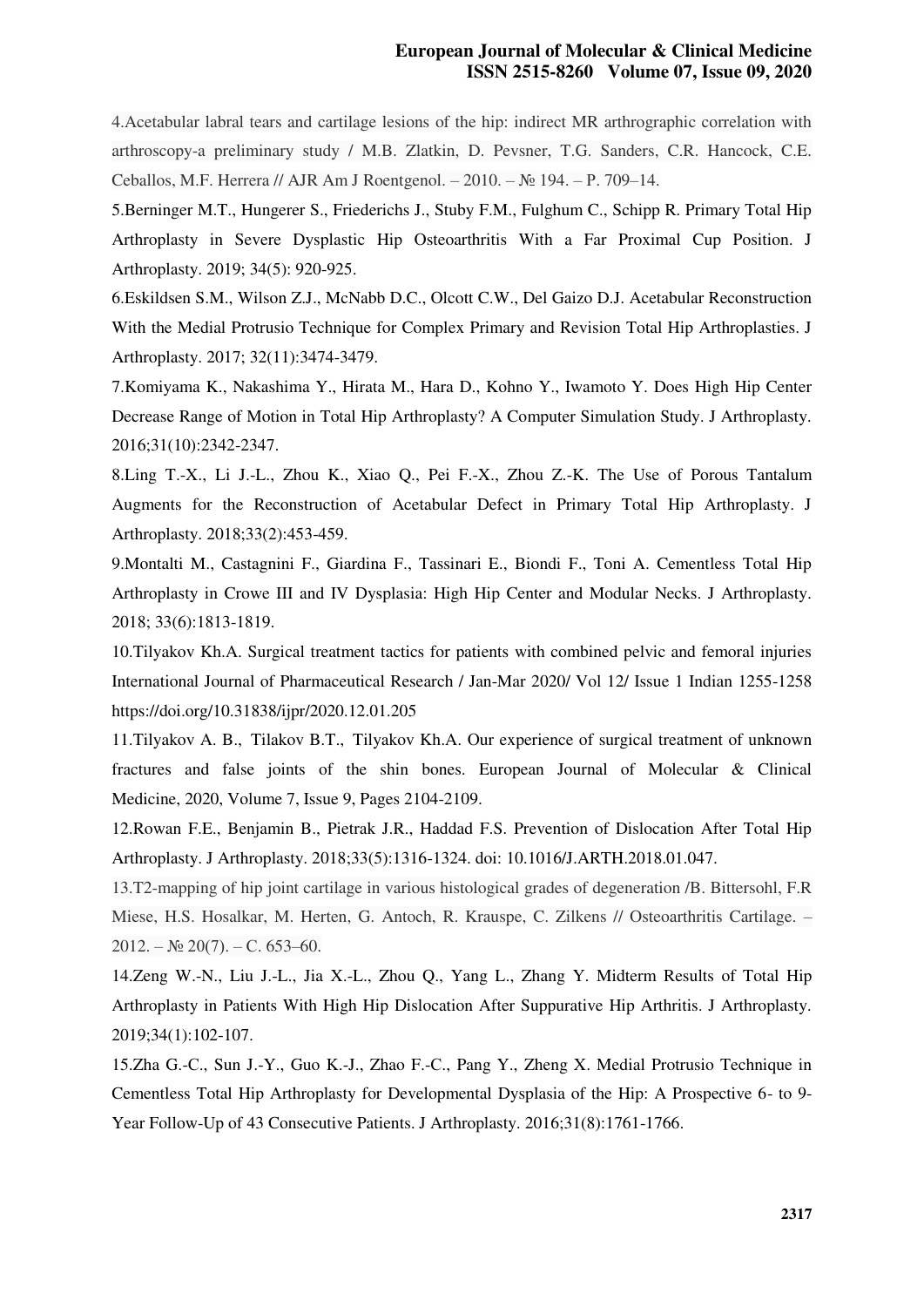4.Acetabular labral tears and cartilage lesions of the hip: indirect MR arthrographic correlation with arthroscopy-a preliminary study / M.B. Zlatkin, D. Pevsner, T.G. Sanders, C.R. Hancock, C.E. Ceballos, M.F. Herrera // AJR Am J Roentgenol. – 2010. – № 194. – P. 709–14.

5.Berninger M.T., Hungerer S., Friederichs J., Stuby F.M., Fulghum C., Schipp R. Primary Total Hip Arthroplasty in Severe Dysplastic Hip Osteoarthritis With a Far Proximal Cup Position. J Arthroplasty. 2019; 34(5): 920-925.

6.Eskildsen S.M., Wilson Z.J., McNabb D.C., Olcott C.W., Del Gaizo D.J. Acetabular Reconstruction With the Medial Protrusio Technique for Complex Primary and Revision Total Hip Arthroplasties. J Arthroplasty. 2017; 32(11):3474-3479.

7.Komiyama K., Nakashima Y., Hirata M., Hara D., Kohno Y., Iwamoto Y. Does High Hip Center Decrease Range of Motion in Total Hip Arthroplasty? A Computer Simulation Study. J Arthroplasty. 2016;31(10):2342-2347.

8.Ling T.-X., Li J.-L., Zhou K., Xiao Q., Pei F.-X., Zhou Z.-K. The Use of Porous Tantalum Augments for the Reconstruction of Acetabular Defect in Primary Total Hip Arthroplasty. J Arthroplasty. 2018;33(2):453-459.

9.Montalti M., Castagnini F., Giardina F., Tassinari E., Biondi F., Toni A. Cementless Total Hip Arthroplasty in Crowe III and IV Dysplasia: High Hip Center and Modular Necks. J Arthroplasty. 2018; 33(6):1813-1819.

10.Tilyakov Kh.A. Surgical treatment tactics for patients with combined pelvic and femoral injuries International Journal of Pharmaceutical Research / Jan-Mar 2020/ Vol 12/ Issue 1 Indian 1255-1258 https://doi.org/10.31838/ijpr/2020.12.01.205

11.Tilyakov A. B., Tilakov B.T., Tilyakov Kh.A. Our experience of surgical treatment of unknown fractures and false joints of the shin bones. European Journal of Molecular & Clinical Medicine, 2020, Volume 7, Issue 9, Pages 2104-2109.

12.Rowan F.E., Benjamin B., Pietrak J.R., Haddad F.S. Prevention of Dislocation After Total Hip Arthroplasty. J Arthroplasty. 2018;33(5):1316-1324. doi: 10.1016/J.ARTH.2018.01.047.

13.T2-mapping of hip joint cartilage in various histological grades of degeneration /B. Bittersohl, F.R Miese, H.S. Hosalkar, M. Herten, G. Antoch, R. Krauspe, C. Zilkens // Osteoarthritis Cartilage. – 2012. – № 20(7). – C. 653–60.

14.Zeng W.-N., Liu J.-L., Jia X.-L., Zhou Q., Yang L., Zhang Y. Midterm Results of Total Hip Arthroplasty in Patients With High Hip Dislocation After Suppurative Hip Arthritis. J Arthroplasty. 2019;34(1):102-107.

15.Zha G.-C., Sun J.-Y., Guo K.-J., Zhao F.-C., Pang Y., Zheng X. Medial Protrusio Technique in Cementless Total Hip Arthroplasty for Developmental Dysplasia of the Hip: A Prospective 6- to 9-Year Follow-Up of 43 Consecutive Patients. J Arthroplasty. 2016;31(8):1761-1766.